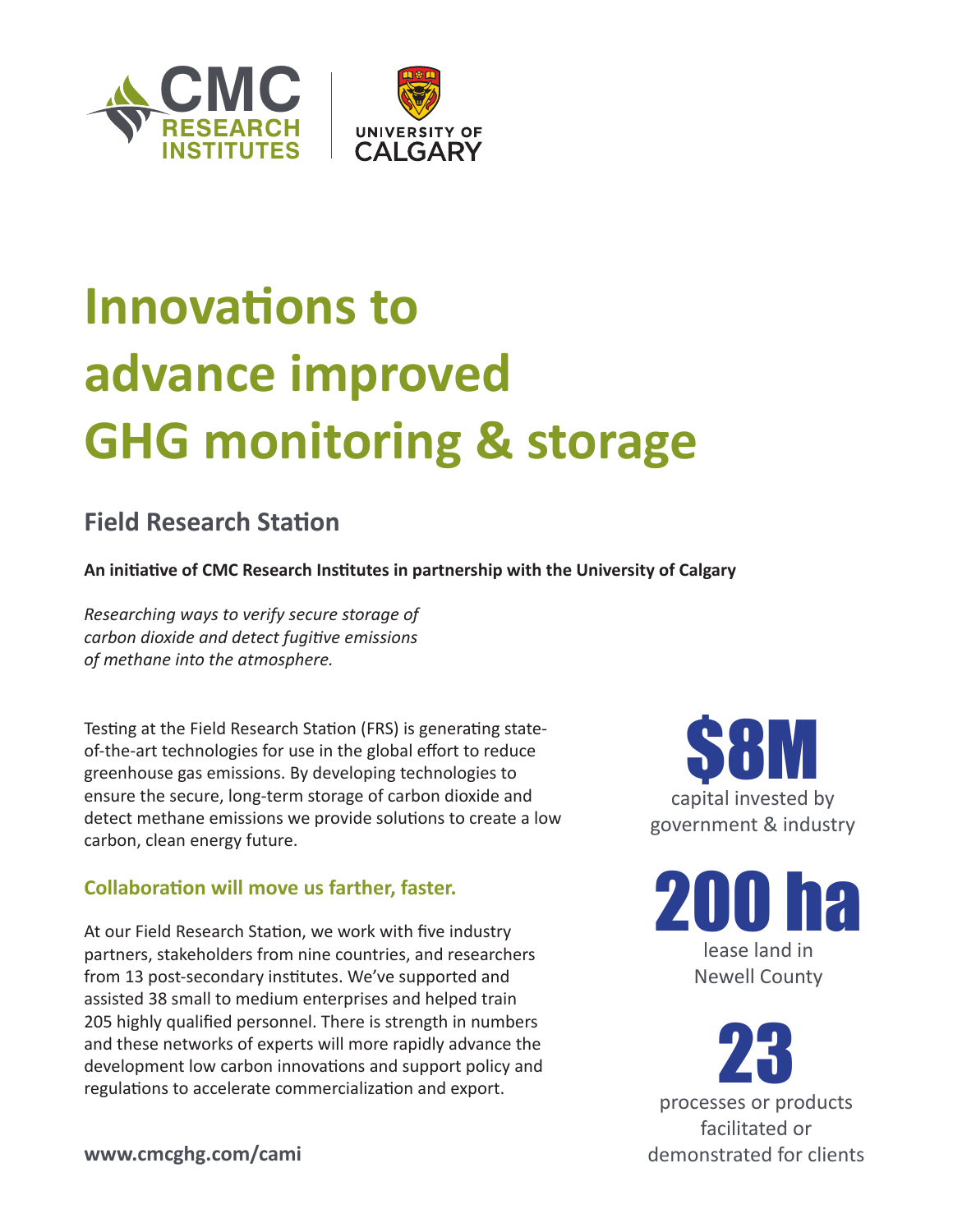CMC RESEARCH INSTITUTES | UNIVERSITY OF CALGARY

# Innovations to advance improved GHG monitoring & storage

## Field Research Station

**An initiative of CMC Research Institutes in partnership with the University of Calgary**

*Researching ways to verify secure storage of carbon dioxide and detect fugitive emissions of methane into the atmosphere.*

Testing at the Field Research Station (FRS) is generating state-of-the-art technologies for use in the global effort to reduce greenhouse gas emissions. By developing technologies to ensure the secure, long-term storage of carbon dioxide and detect methane emissions we provide solutions to create a low carbon, clean energy future.

### Collaboration will move us farther, faster.

At our Field Research Station, we work with five industry partners, stakeholders from nine countries, and researchers from 13 post-secondary institutes. We've supported and assisted 38 small to medium enterprises and helped train 205 highly qualified personnel. There is strength in numbers and these networks of experts will more rapidly advance the development low carbon innovations and support policy and regulations to accelerate commercialization and export.

**www.cmcghg.com/cami**

**$8M**
capital invested by government & industry

**200 ha**
lease land in Newell County

**23**
processes or products facilitated or demonstrated for clients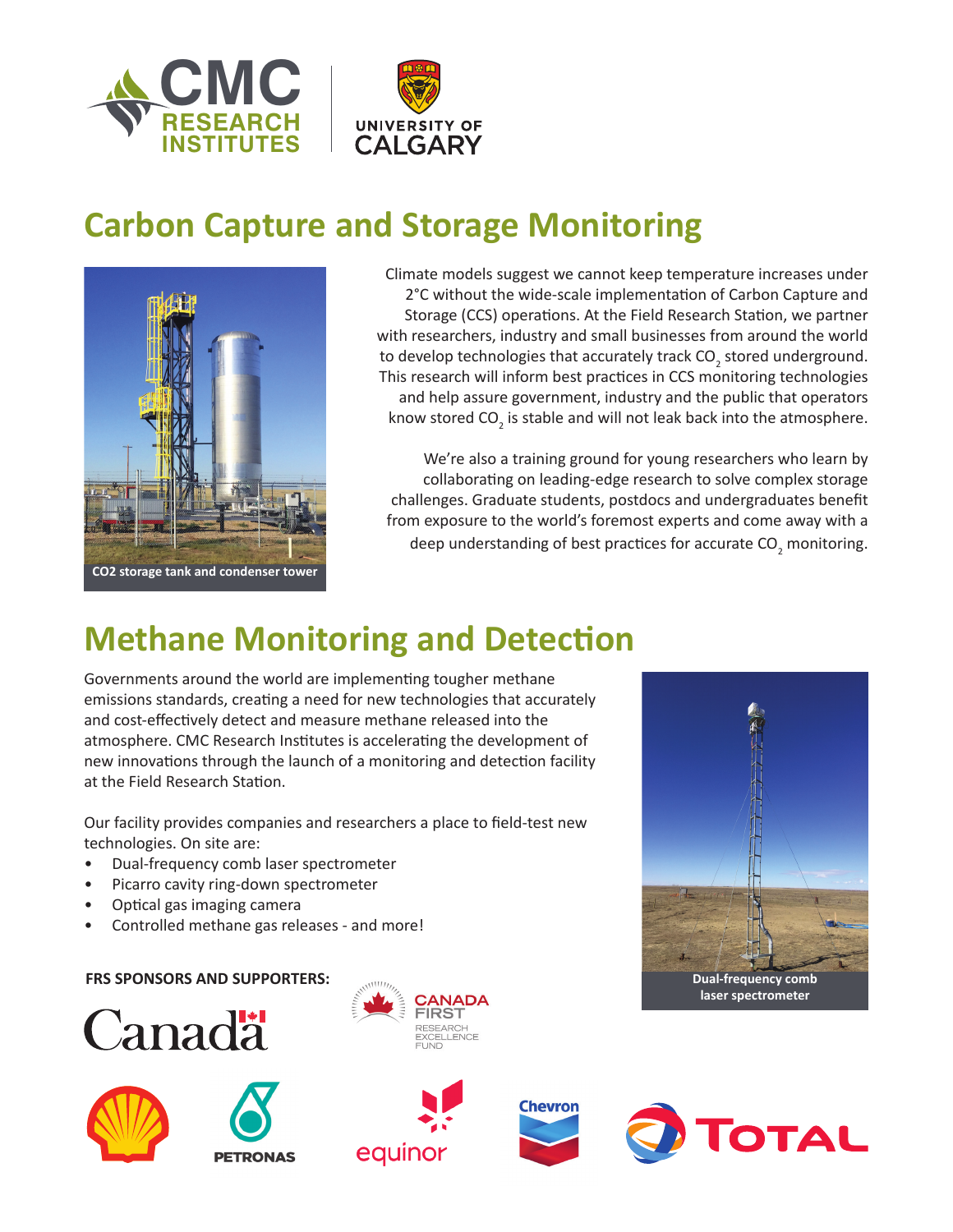# Carbon Capture and Storage Monitoring

CO2 storage tank and condenser tower

Climate models suggest we cannot keep temperature increases under 2°C without the wide-scale implementation of Carbon Capture and Storage (CCS) operations. At the Field Research Station, we partner with researchers, industry and small businesses from around the world to develop technologies that accurately track $CO_2$ stored underground. This research will inform best practices in CCS monitoring technologies and help assure government, industry and the public that operators know stored $CO_2$ is stable and will not leak back into the atmosphere.

We're also a training ground for young researchers who learn by collaborating on leading-edge research to solve complex storage challenges. Graduate students, postdocs and undergraduates benefit from exposure to the world's foremost experts and come away with a deep understanding of best practices for accurate $CO_2$ monitoring.

# Methane Monitoring and Detection

Governments around the world are implementing tougher methane emissions standards, creating a need for new technologies that accurately and cost-effectively detect and measure methane released into the atmosphere. CMC Research Institutes is accelerating the development of new innovations through the launch of a monitoring and detection facility at the Field Research Station.

Our facility provides companies and researchers a place to field-test new technologies. On site are:

- Dual-frequency comb laser spectrometer
- Picarro cavity ring-down spectrometer
- Optical gas imaging camera
- Controlled methane gas releases - and more!

Dual-frequency comb laser spectrometer

**FRS SPONSORS AND SUPPORTERS:**